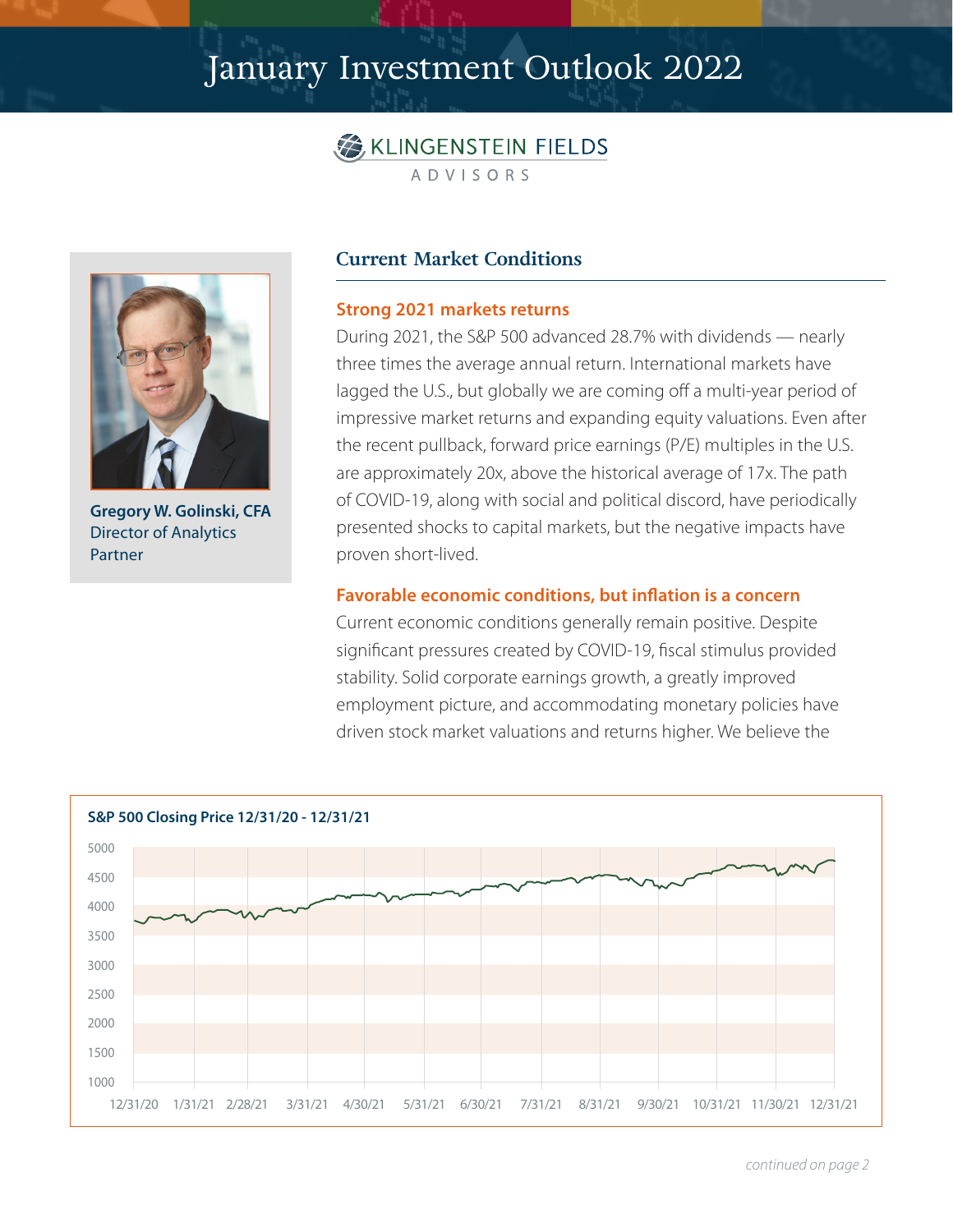# January Investment Outlook 2022

KLINGENSTEIN FIELDS
ADVISORS

**Gregory W. Golinski, CFA**
Director of Analytics
Partner

## Current Market Conditions

### Strong 2021 markets returns

During 2021, the S&P 500 advanced 28.7% with dividends — nearly three times the average annual return. International markets have lagged the U.S., but globally we are coming off a multi-year period of impressive market returns and expanding equity valuations. Even after the recent pullback, forward price earnings (P/E) multiples in the U.S. are approximately 20x, above the historical average of 17x. The path of COVID-19, along with social and political discord, have periodically presented shocks to capital markets, but the negative impacts have proven short-lived.

### Favorable economic conditions, but inflation is a concern

Current economic conditions generally remain positive. Despite significant pressures created by COVID-19, fiscal stimulus provided stability. Solid corporate earnings growth, a greatly improved employment picture, and accommodating monetary policies have driven stock market valuations and returns higher. We believe the

**S&P 500 Closing Price 12/31/20 - 12/31/21**

*continued on page 2*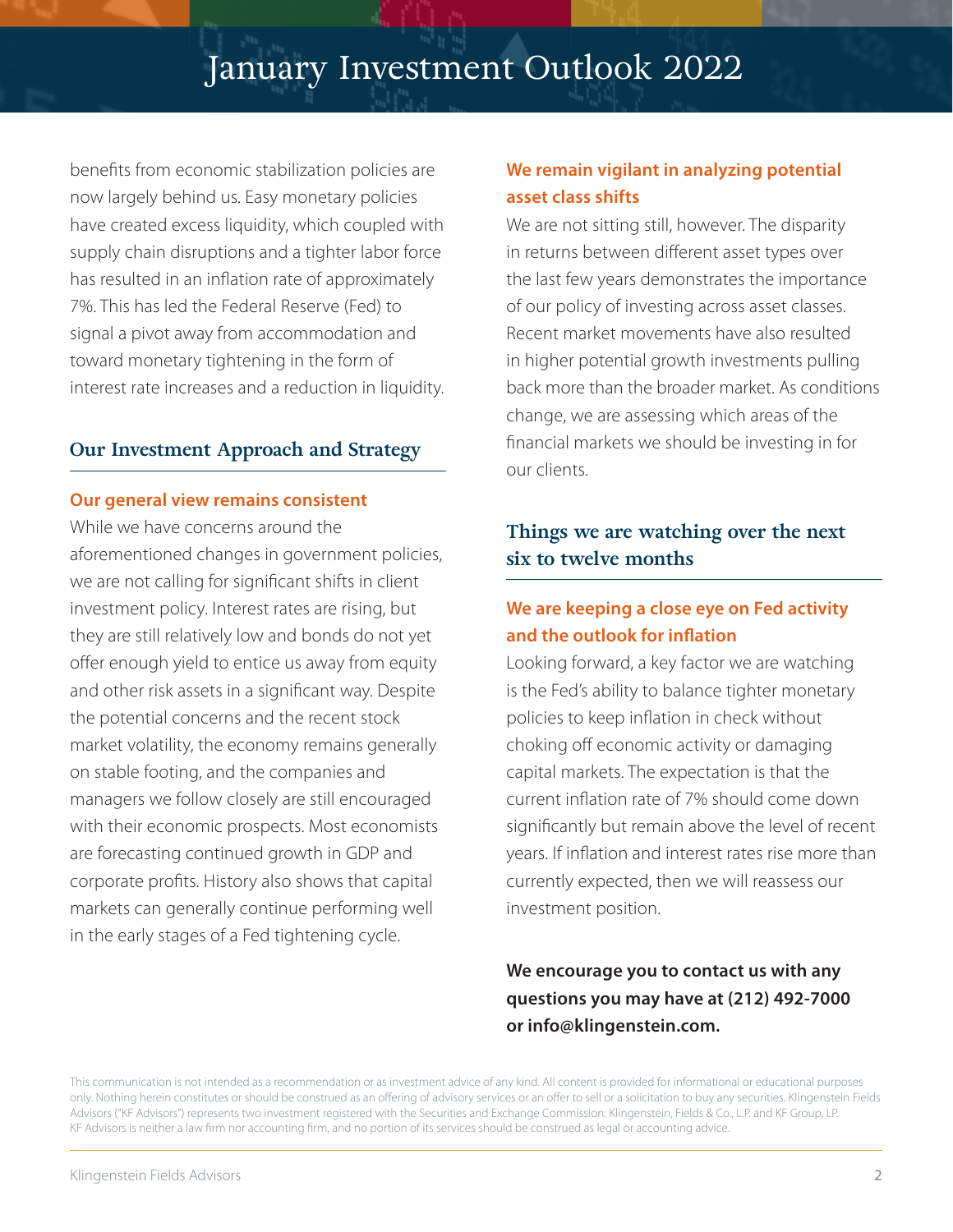benefits from economic stabilization policies are now largely behind us. Easy monetary policies have created excess liquidity, which coupled with supply chain disruptions and a tighter labor force has resulted in an inflation rate of approximately 7%. This has led the Federal Reserve (Fed) to signal a pivot away from accommodation and toward monetary tightening in the form of interest rate increases and a reduction in liquidity.

## Our Investment Approach and Strategy

### Our general view remains consistent

While we have concerns around the aforementioned changes in government policies, we are not calling for significant shifts in client investment policy. Interest rates are rising, but they are still relatively low and bonds do not yet offer enough yield to entice us away from equity and other risk assets in a significant way. Despite the potential concerns and the recent stock market volatility, the economy remains generally on stable footing, and the companies and managers we follow closely are still encouraged with their economic prospects. Most economists are forecasting continued growth in GDP and corporate profits. History also shows that capital markets can generally continue performing well in the early stages of a Fed tightening cycle.

### We remain vigilant in analyzing potential asset class shifts

We are not sitting still, however. The disparity in returns between different asset types over the last few years demonstrates the importance of our policy of investing across asset classes. Recent market movements have also resulted in higher potential growth investments pulling back more than the broader market. As conditions change, we are assessing which areas of the financial markets we should be investing in for our clients.

## Things we are watching over the next six to twelve months

### We are keeping a close eye on Fed activity and the outlook for inflation

Looking forward, a key factor we are watching is the Fed's ability to balance tighter monetary policies to keep inflation in check without choking off economic activity or damaging capital markets. The expectation is that the current inflation rate of 7% should come down significantly but remain above the level of recent years. If inflation and interest rates rise more than currently expected, then we will reassess our investment position.

**We encourage you to contact us with any questions you may have at (212) 492-7000 or info@klingenstein.com.**

This communication is not intended as a recommendation or as investment advice of any kind. All content is provided for informational or educational purposes only. Nothing herein constitutes or should be construed as an offering of advisory services or an offer to sell or a solicitation to buy any securities. Klingenstein Fields Advisors ("KF Advisors") represents two investment registered with the Securities and Exchange Commission: Klingenstein, Fields & Co., L.P. and KF Group, LP. KF Advisors is neither a law firm nor accounting firm, and no portion of its services should be construed as legal or accounting advice.